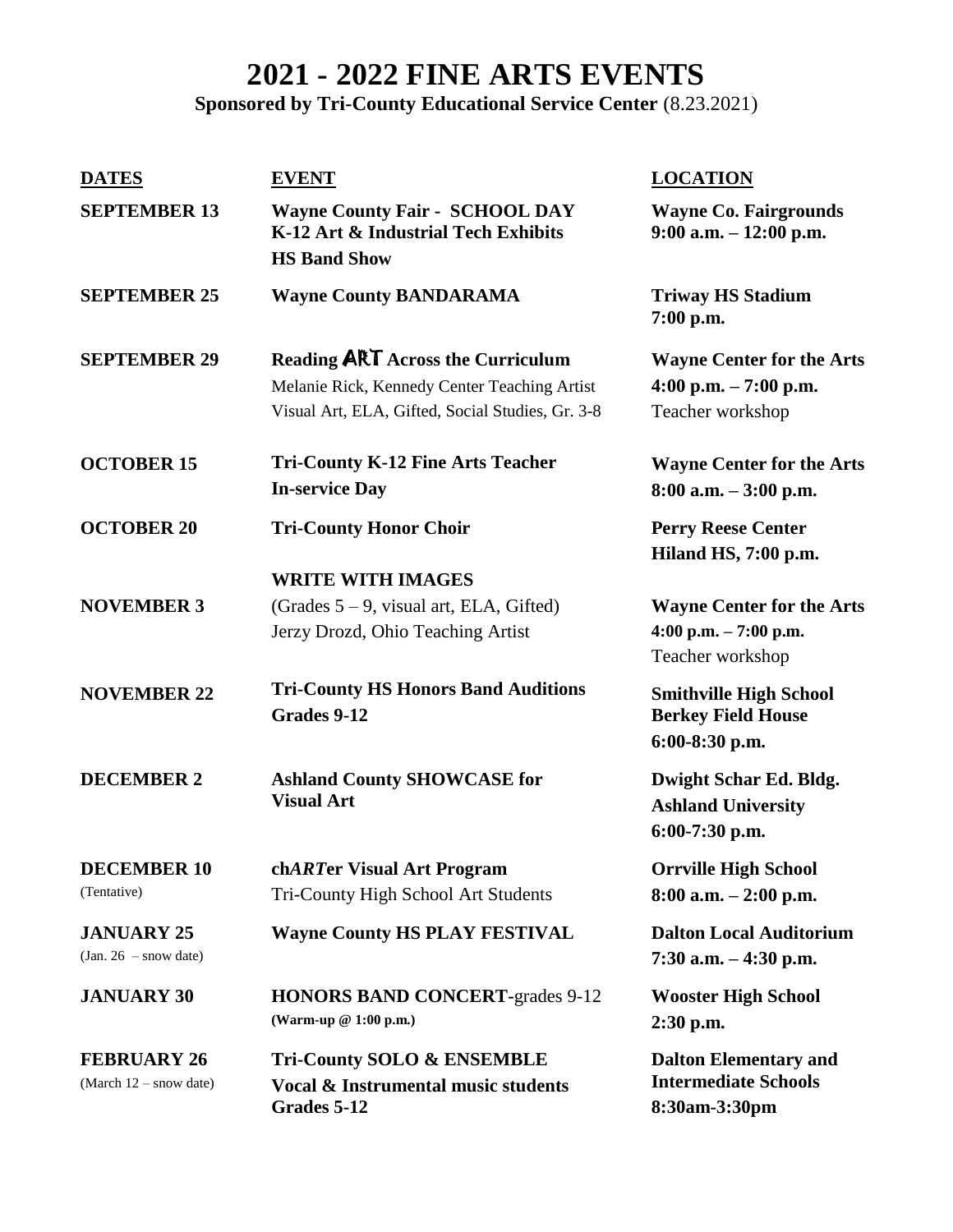# 2021 - 2022 FINE ARTS EVENTS

**Sponsored by Tri-County Educational Service Center** (8.23.2021)

| DATES | EVENT | LOCATION |
|---|---|---|
| **SEPTEMBER 13** | **Wayne County Fair - SCHOOL DAY**<br>**K-12 Art & Industrial Tech Exhibits**<br>**HS Band Show** | **Wayne Co. Fairgrounds**<br>**9:00 a.m. – 12:00 p.m.** |
| **SEPTEMBER 25** | **Wayne County BANDARAMA** | **Triway HS Stadium**<br>**7:00 p.m.** |
| **SEPTEMBER 29** | **Reading ART Across the Curriculum**<br>Melanie Rick, Kennedy Center Teaching Artist<br>Visual Art, ELA, Gifted, Social Studies, Gr. 3-8 | **Wayne Center for the Arts**<br>**4:00 p.m. – 7:00 p.m.**<br>Teacher workshop |
| **OCTOBER 15** | **Tri-County K-12 Fine Arts Teacher In-service Day** | **Wayne Center for the Arts**<br>**8:00 a.m. – 3:00 p.m.** |
| **OCTOBER 20** | **Tri-County Honor Choir** | **Perry Reese Center**<br>**Hiland HS, 7:00 p.m.** |
| **NOVEMBER 3** | **WRITE WITH IMAGES**<br>(Grades 5 – 9, visual art, ELA, Gifted)<br>Jerzy Drozd, Ohio Teaching Artist | **Wayne Center for the Arts**<br>**4:00 p.m. – 7:00 p.m.**<br>Teacher workshop |
| **NOVEMBER 22** | **Tri-County HS Honors Band Auditions**<br>**Grades 9-12** | **Smithville High School**<br>**Berkey Field House**<br>**6:00-8:30 p.m.** |
| **DECEMBER 2** | **Ashland County SHOWCASE for Visual Art** | **Dwight Schar Ed. Bldg.**<br>**Ashland University**<br>**6:00-7:30 p.m.** |
| **DECEMBER 10**<br>(Tentative) | **ch*ART*er Visual Art Program**<br>Tri-County High School Art Students | **Orrville High School**<br>**8:00 a.m. – 2:00 p.m.** |
| **JANUARY 25**<br>(Jan. 26 – snow date) | **Wayne County HS PLAY FESTIVAL** | **Dalton Local Auditorium**<br>**7:30 a.m. – 4:30 p.m.** |
| **JANUARY 30** | **HONORS BAND CONCERT-**grades 9-12<br>**(Warm-up @ 1:00 p.m.)** | **Wooster High School**<br>**2:30 p.m.** |
| **FEBRUARY 26**<br>(March 12 – snow date) | **Tri-County SOLO & ENSEMBLE**<br>**Vocal & Instrumental music students**<br>**Grades 5-12** | **Dalton Elementary and Intermediate Schools**<br>**8:30am-3:30pm** |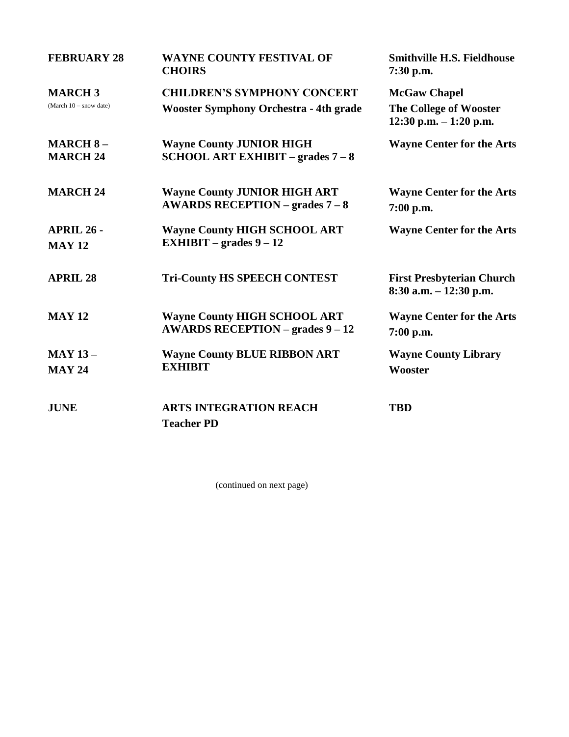| | | |
|---|---|---|
| **FEBRUARY 28** | **WAYNE COUNTY FESTIVAL OF CHOIRS** | **Smithville H.S. Fieldhouse 7:30 p.m.** |
| **MARCH 3** (March 10 – snow date) | **CHILDREN'S SYMPHONY CONCERT Wooster Symphony Orchestra - 4th grade** | **McGaw Chapel The College of Wooster 12:30 p.m. – 1:20 p.m.** |
| **MARCH 8 – MARCH 24** | **Wayne County JUNIOR HIGH SCHOOL ART EXHIBIT – grades 7 – 8** | **Wayne Center for the Arts** |
| **MARCH 24** | **Wayne County JUNIOR HIGH ART AWARDS RECEPTION – grades 7 – 8** | **Wayne Center for the Arts 7:00 p.m.** |
| **APRIL 26 - MAY 12** | **Wayne County HIGH SCHOOL ART EXHIBIT – grades 9 – 12** | **Wayne Center for the Arts** |
| **APRIL 28** | **Tri-County HS SPEECH CONTEST** | **First Presbyterian Church 8:30 a.m. – 12:30 p.m.** |
| **MAY 12** | **Wayne County HIGH SCHOOL ART AWARDS RECEPTION – grades 9 – 12** | **Wayne Center for the Arts 7:00 p.m.** |
| **MAY 13 – MAY 24** | **Wayne County BLUE RIBBON ART EXHIBIT** | **Wayne County Library Wooster** |
| **JUNE** | **ARTS INTEGRATION REACH Teacher PD** | **TBD** |

(continued on next page)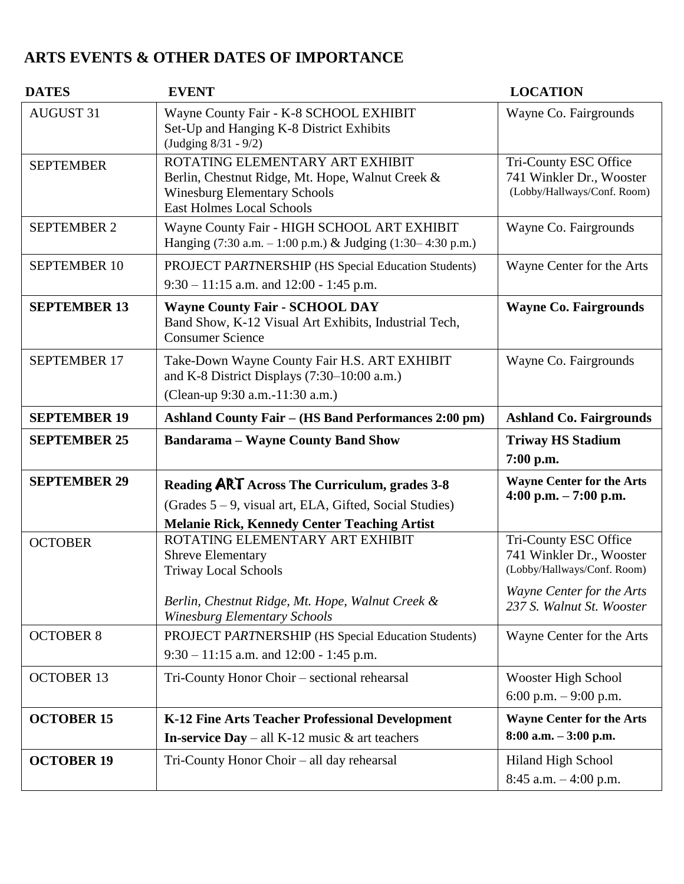## ARTS EVENTS & OTHER DATES OF IMPORTANCE

| DATES | EVENT | LOCATION |
|---|---|---|
| AUGUST 31 | Wayne County Fair - K-8 SCHOOL EXHIBIT<br>Set-Up and Hanging K-8 District Exhibits<br>(Judging 8/31 - 9/2) | Wayne Co. Fairgrounds |
| SEPTEMBER | ROTATING ELEMENTARY ART EXHIBIT<br>Berlin, Chestnut Ridge, Mt. Hope, Walnut Creek &<br>Winesburg Elementary Schools<br>East Holmes Local Schools | Tri-County ESC Office<br>741 Winkler Dr., Wooster<br>(Lobby/Hallways/Conf. Room) |
| SEPTEMBER 2 | Wayne County Fair - HIGH SCHOOL ART EXHIBIT<br>Hanging (7:30 a.m. – 1:00 p.m.) & Judging (1:30– 4:30 p.m.) | Wayne Co. Fairgrounds |
| SEPTEMBER 10 | PROJECT P*ART*NERSHIP (HS Special Education Students)<br>9:30 – 11:15 a.m. and 12:00 - 1:45 p.m. | Wayne Center for the Arts |
| **SEPTEMBER 13** | **Wayne County Fair - SCHOOL DAY**<br>Band Show, K-12 Visual Art Exhibits, Industrial Tech,<br>Consumer Science | **Wayne Co. Fairgrounds** |
| SEPTEMBER 17 | Take-Down Wayne County Fair H.S. ART EXHIBIT<br>and K-8 District Displays (7:30–10:00 a.m.)<br>(Clean-up 9:30 a.m.-11:30 a.m.) | Wayne Co. Fairgrounds |
| **SEPTEMBER 19** | **Ashland County Fair – (HS Band Performances 2:00 pm)** | **Ashland Co. Fairgrounds** |
| **SEPTEMBER 25** | **Bandarama – Wayne County Band Show** | **Triway HS Stadium**<br>**7:00 p.m.** |
| **SEPTEMBER 29** | **Reading ART Across The Curriculum, grades 3-8**<br>(Grades 5 – 9, visual art, ELA, Gifted, Social Studies)<br>**Melanie Rick, Kennedy Center Teaching Artist** | **Wayne Center for the Arts**<br>**4:00 p.m. – 7:00 p.m.** |
| OCTOBER | ROTATING ELEMENTARY ART EXHIBIT<br>Shreve Elementary<br>Triway Local Schools<br><br>*Berlin, Chestnut Ridge, Mt. Hope, Walnut Creek &*<br>*Winesburg Elementary Schools* | Tri-County ESC Office<br>741 Winkler Dr., Wooster<br>(Lobby/Hallways/Conf. Room)<br><br>*Wayne Center for the Arts*<br>*237 S. Walnut St. Wooster* |
| OCTOBER 8 | PROJECT P*ART*NERSHIP (HS Special Education Students)<br>9:30 – 11:15 a.m. and 12:00 - 1:45 p.m. | Wayne Center for the Arts |
| OCTOBER 13 | Tri-County Honor Choir – sectional rehearsal | Wooster High School<br>6:00 p.m. – 9:00 p.m. |
| **OCTOBER 15** | **K-12 Fine Arts Teacher Professional Development**<br>**In-service Day** – all K-12 music & art teachers | **Wayne Center for the Arts**<br>**8:00 a.m. – 3:00 p.m.** |
| **OCTOBER 19** | Tri-County Honor Choir – all day rehearsal | Hiland High School<br>8:45 a.m. – 4:00 p.m. |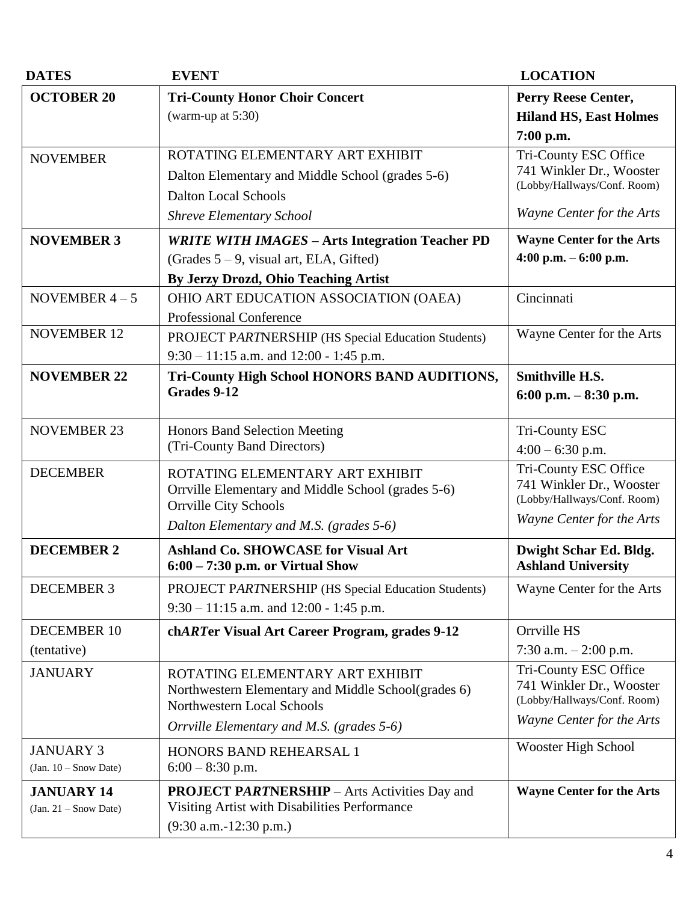| DATES | EVENT | LOCATION |
|---|---|---|
| **OCTOBER 20** | **Tri-County Honor Choir Concert** (warm-up at 5:30) | **Perry Reese Center, Hiland HS, East Holmes 7:00 p.m.** |
| NOVEMBER | ROTATING ELEMENTARY ART EXHIBIT<br>Dalton Elementary and Middle School (grades 5-6)<br>Dalton Local Schools<br>*Shreve Elementary School* | Tri-County ESC Office<br>741 Winkler Dr., Wooster<br>(Lobby/Hallways/Conf. Room)<br>*Wayne Center for the Arts* |
| **NOVEMBER 3** | ***WRITE WITH IMAGES* – Arts Integration Teacher PD**<br>(Grades 5 – 9, visual art, ELA, Gifted)<br>**By Jerzy Drozd, Ohio Teaching Artist** | **Wayne Center for the Arts 4:00 p.m. – 6:00 p.m.** |
| NOVEMBER 4 – 5 | OHIO ART EDUCATION ASSOCIATION (OAEA) Professional Conference | Cincinnati |
| NOVEMBER 12 | PROJECT P*ART*NERSHIP (HS Special Education Students)<br>9:30 – 11:15 a.m. and 12:00 - 1:45 p.m. | Wayne Center for the Arts |
| **NOVEMBER 22** | **Tri-County High School HONORS BAND AUDITIONS, Grades 9-12** | **Smithville H.S. 6:00 p.m. – 8:30 p.m.** |
| NOVEMBER 23 | Honors Band Selection Meeting (Tri-County Band Directors) | Tri-County ESC 4:00 – 6:30 p.m. |
| DECEMBER | ROTATING ELEMENTARY ART EXHIBIT<br>Orrville Elementary and Middle School (grades 5-6)<br>Orrville City Schools<br>*Dalton Elementary and M.S. (grades 5-6)* | Tri-County ESC Office<br>741 Winkler Dr., Wooster<br>(Lobby/Hallways/Conf. Room)<br>*Wayne Center for the Arts* |
| **DECEMBER 2** | **Ashland Co. SHOWCASE for Visual Art 6:00 – 7:30 p.m. or Virtual Show** | **Dwight Schar Ed. Bldg. Ashland University** |
| DECEMBER 3 | PROJECT P*ART*NERSHIP (HS Special Education Students)<br>9:30 – 11:15 a.m. and 12:00 - 1:45 p.m. | Wayne Center for the Arts |
| DECEMBER 10 (tentative) | **ch*ART*er Visual Art Career Program, grades 9-12** | Orrville HS 7:30 a.m. – 2:00 p.m. |
| JANUARY | ROTATING ELEMENTARY ART EXHIBIT<br>Northwestern Elementary and Middle School(grades 6)<br>Northwestern Local Schools<br>*Orrville Elementary and M.S. (grades 5-6)* | Tri-County ESC Office<br>741 Winkler Dr., Wooster<br>(Lobby/Hallways/Conf. Room)<br>*Wayne Center for the Arts* |
| JANUARY 3 (Jan. 10 – Snow Date) | HONORS BAND REHEARSAL 1<br>6:00 – 8:30 p.m. | Wooster High School |
| **JANUARY 14** (Jan. 21 – Snow Date) | **PROJECT P*ART*NERSHIP** – Arts Activities Day and Visiting Artist with Disabilities Performance<br>(9:30 a.m.-12:30 p.m.) | **Wayne Center for the Arts** |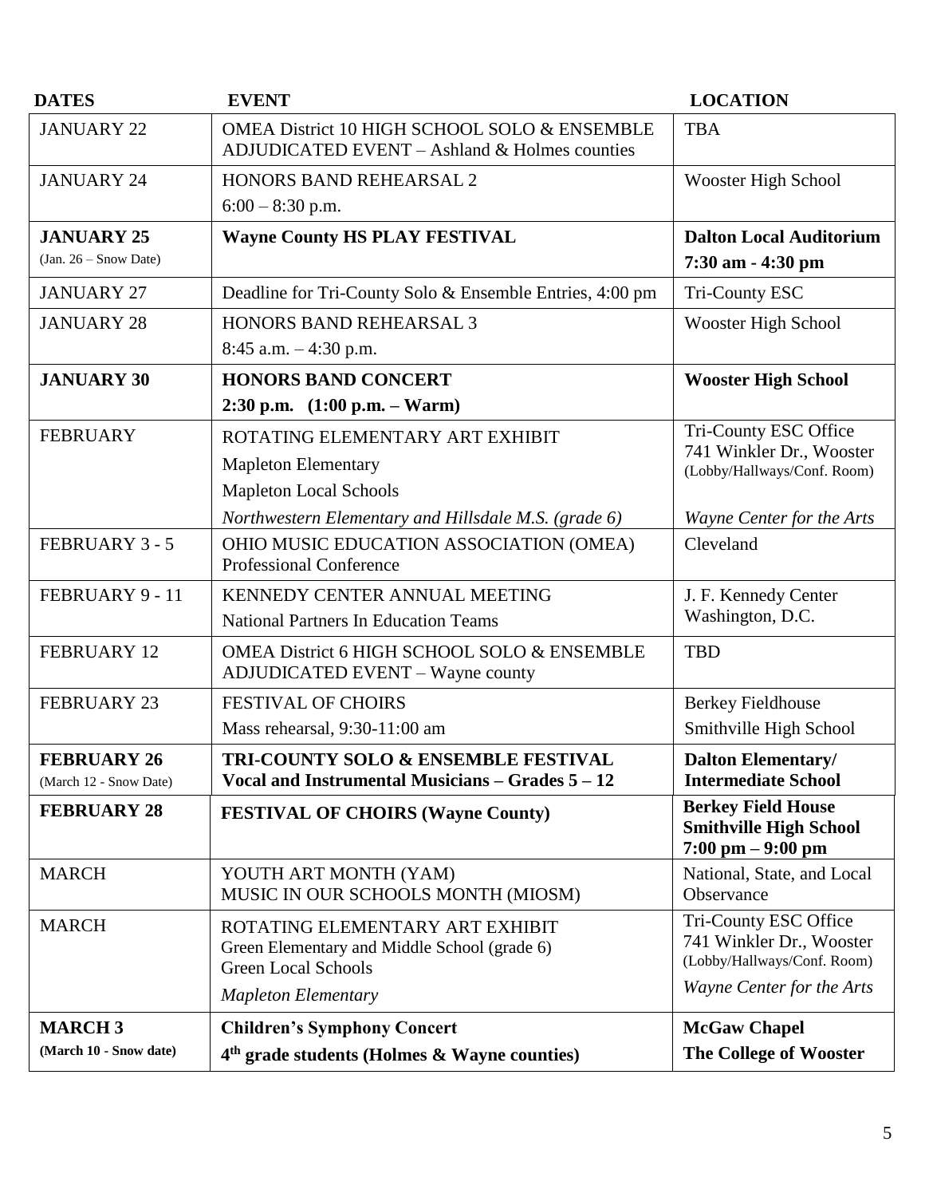| DATES | EVENT | LOCATION |
|---|---|---|
| JANUARY 22 | OMEA District 10 HIGH SCHOOL SOLO & ENSEMBLE ADJUDICATED EVENT – Ashland & Holmes counties | TBA |
| JANUARY 24 | HONORS BAND REHEARSAL 2<br>6:00 – 8:30 p.m. | Wooster High School |
| **JANUARY 25**<br>(Jan. 26 – Snow Date) | **Wayne County HS PLAY FESTIVAL** | **Dalton Local Auditorium**<br>**7:30 am - 4:30 pm** |
| JANUARY 27 | Deadline for Tri-County Solo & Ensemble Entries, 4:00 pm | Tri-County ESC |
| JANUARY 28 | HONORS BAND REHEARSAL 3<br>8:45 a.m. – 4:30 p.m. | Wooster High School |
| **JANUARY 30** | **HONORS BAND CONCERT**<br>**2:30 p.m. (1:00 p.m. – Warm)** | **Wooster High School** |
| FEBRUARY | ROTATING ELEMENTARY ART EXHIBIT<br>Mapleton Elementary<br>Mapleton Local Schools<br>*Northwestern Elementary and Hillsdale M.S. (grade 6)* | Tri-County ESC Office<br>741 Winkler Dr., Wooster<br>(Lobby/Hallways/Conf. Room)<br>*Wayne Center for the Arts* |
| FEBRUARY 3 - 5 | OHIO MUSIC EDUCATION ASSOCIATION (OMEA) Professional Conference | Cleveland |
| FEBRUARY 9 - 11 | KENNEDY CENTER ANNUAL MEETING<br>National Partners In Education Teams | J. F. Kennedy Center Washington, D.C. |
| FEBRUARY 12 | OMEA District 6 HIGH SCHOOL SOLO & ENSEMBLE ADJUDICATED EVENT – Wayne county | TBD |
| FEBRUARY 23 | FESTIVAL OF CHOIRS<br>Mass rehearsal, 9:30-11:00 am | Berkey Fieldhouse<br>Smithville High School |
| **FEBRUARY 26**<br>(March 12 - Snow Date) | **TRI-COUNTY SOLO & ENSEMBLE FESTIVAL**<br>**Vocal and Instrumental Musicians – Grades 5 – 12** | **Dalton Elementary/ Intermediate School** |
| **FEBRUARY 28** | **FESTIVAL OF CHOIRS (Wayne County)** | **Berkey Field House**<br>**Smithville High School**<br>**7:00 pm – 9:00 pm** |
| MARCH | YOUTH ART MONTH (YAM)<br>MUSIC IN OUR SCHOOLS MONTH (MIOSM) | National, State, and Local Observance |
| MARCH | ROTATING ELEMENTARY ART EXHIBIT<br>Green Elementary and Middle School (grade 6)<br>Green Local Schools<br>*Mapleton Elementary* | Tri-County ESC Office<br>741 Winkler Dr., Wooster<br>(Lobby/Hallways/Conf. Room)<br>*Wayne Center for the Arts* |
| **MARCH 3**<br>**(March 10 - Snow date)** | **Children's Symphony Concert**<br>**4th grade students (Holmes & Wayne counties)** | **McGaw Chapel**<br>**The College of Wooster** |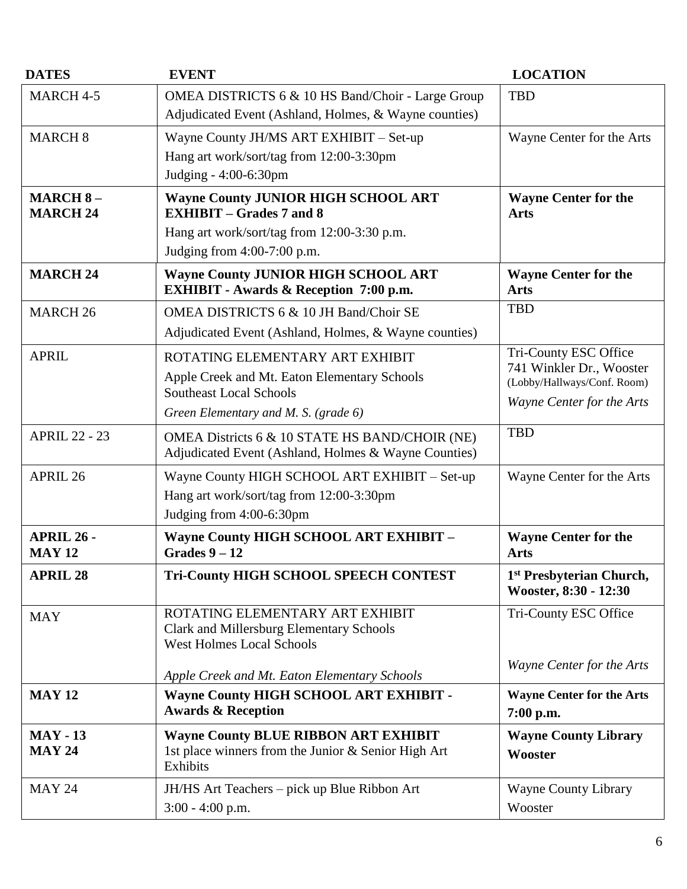| DATES | EVENT | LOCATION |
|---|---|---|
| MARCH 4-5 | OMEA DISTRICTS 6 & 10 HS Band/Choir - Large Group Adjudicated Event (Ashland, Holmes, & Wayne counties) | TBD |
| MARCH 8 | Wayne County JH/MS ART EXHIBIT – Set-up<br>Hang art work/sort/tag from 12:00-3:30pm<br>Judging - 4:00-6:30pm | Wayne Center for the Arts |
| **MARCH 8 – MARCH 24** | **Wayne County JUNIOR HIGH SCHOOL ART EXHIBIT – Grades 7 and 8**<br>Hang art work/sort/tag from 12:00-3:30 p.m.<br>Judging from 4:00-7:00 p.m. | **Wayne Center for the Arts** |
| **MARCH 24** | **Wayne County JUNIOR HIGH SCHOOL ART EXHIBIT - Awards & Reception 7:00 p.m.** | **Wayne Center for the Arts** |
| MARCH 26 | OMEA DISTRICTS 6 & 10 JH Band/Choir SE<br>Adjudicated Event (Ashland, Holmes, & Wayne counties) | TBD |
| APRIL | ROTATING ELEMENTARY ART EXHIBIT<br>Apple Creek and Mt. Eaton Elementary Schools<br>Southeast Local Schools<br>*Green Elementary and M. S. (grade 6)* | Tri-County ESC Office<br>741 Winkler Dr., Wooster<br>(Lobby/Hallways/Conf. Room)<br>*Wayne Center for the Arts* |
| APRIL 22 - 23 | OMEA Districts 6 & 10 STATE HS BAND/CHOIR (NE) Adjudicated Event (Ashland, Holmes & Wayne Counties) | TBD |
| APRIL 26 | Wayne County HIGH SCHOOL ART EXHIBIT – Set-up<br>Hang art work/sort/tag from 12:00-3:30pm<br>Judging from 4:00-6:30pm | Wayne Center for the Arts |
| **APRIL 26 - MAY 12** | **Wayne County HIGH SCHOOL ART EXHIBIT – Grades 9 – 12** | **Wayne Center for the Arts** |
| **APRIL 28** | **Tri-County HIGH SCHOOL SPEECH CONTEST** | **1st Presbyterian Church, Wooster, 8:30 - 12:30** |
| MAY | ROTATING ELEMENTARY ART EXHIBIT<br>Clark and Millersburg Elementary Schools<br>West Holmes Local Schools<br>*Apple Creek and Mt. Eaton Elementary Schools* | Tri-County ESC Office<br>*Wayne Center for the Arts* |
| **MAY 12** | **Wayne County HIGH SCHOOL ART EXHIBIT - Awards & Reception** | **Wayne Center for the Arts 7:00 p.m.** |
| **MAY - 13 MAY 24** | **Wayne County BLUE RIBBON ART EXHIBIT**<br>1st place winners from the Junior & Senior High Art Exhibits | **Wayne County Library Wooster** |
| MAY 24 | JH/HS Art Teachers – pick up Blue Ribbon Art<br>3:00 - 4:00 p.m. | Wayne County Library Wooster |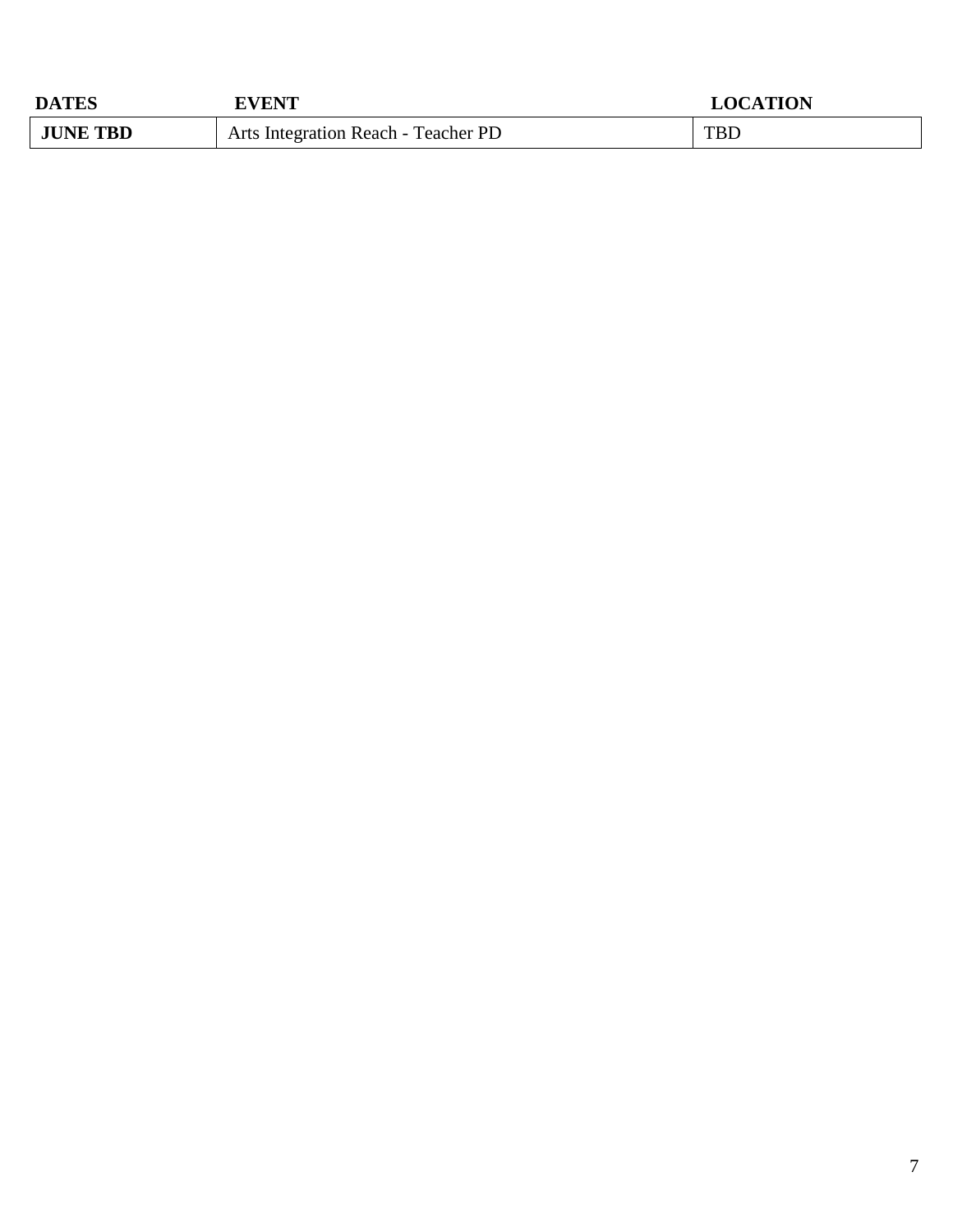| DATES | EVENT | LOCATION |
|---|---|---|
| **JUNE TBD** | Arts Integration Reach - Teacher PD | TBD |